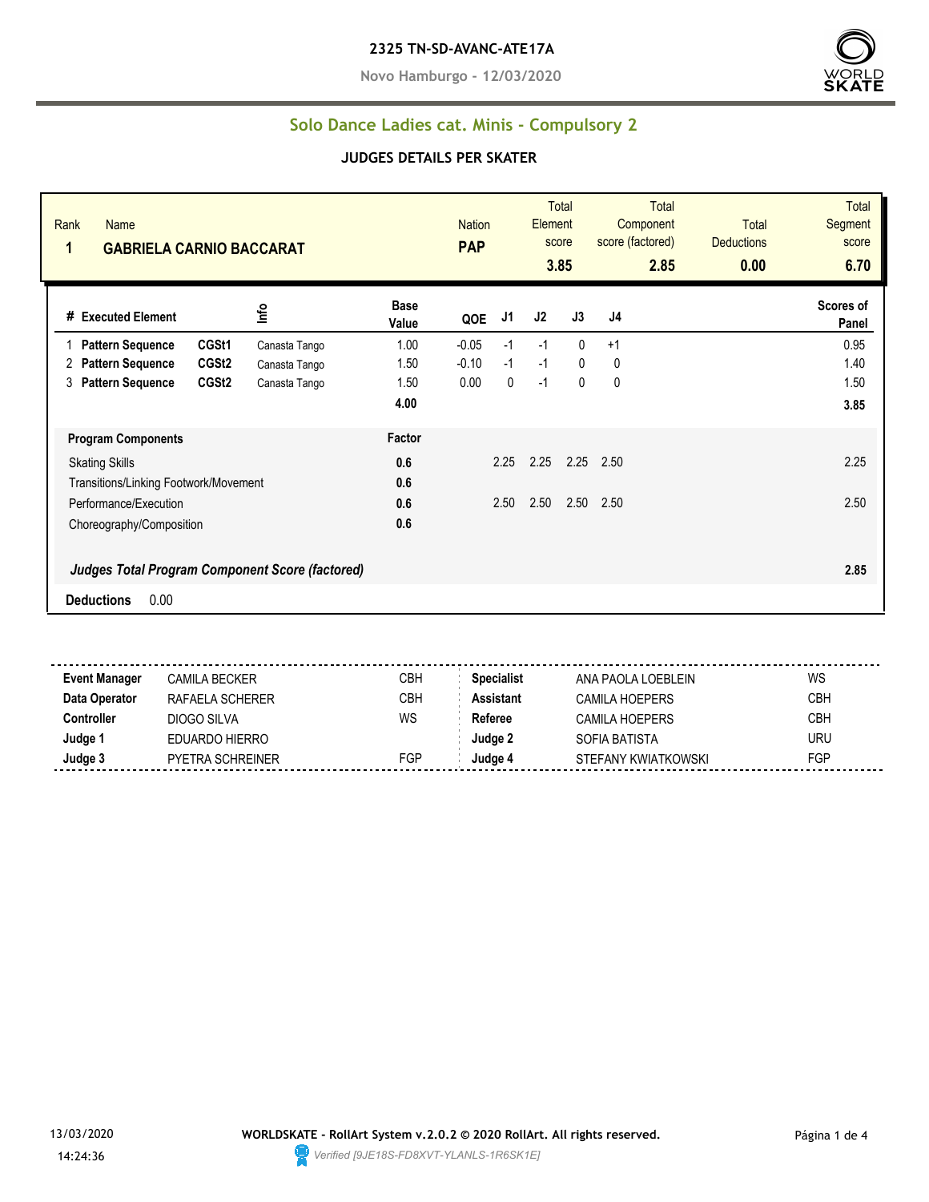**2325 TN-SD-AVANC-ATE17A**

**Novo Hamburgo - 12/03/2020**

## Solo Dance Ladies cat. Minis - Compulsory 2

### JUDGES DETAILS PER SKATER

| Rank | Name | Nation | Total Element score | Total Component score (factored) | Total Deductions | Total Segment score |
|---|---|---|---|---|---|---|
| 1 | GABRIELA CARNIO BACCARAT | PAP | 3.85 | 2.85 | 0.00 | 6.70 |

| # | Executed Element | | Info | Base Value | QOE | J1 | J2 | J3 | J4 | Scores of Panel |
|---|---|---|---|---|---|---|---|---|---|---|
| 1 | Pattern Sequence | CGSt1 | Canasta Tango | 1.00 | -0.05 | -1 | -1 | 0 | +1 | 0.95 |
| 2 | Pattern Sequence | CGSt2 | Canasta Tango | 1.50 | -0.10 | -1 | -1 | 0 | 0 | 1.40 |
| 3 | Pattern Sequence | CGSt2 | Canasta Tango | 1.50 | 0.00 | 0 | -1 | 0 | 0 | 1.50 |
| | | | | 4.00 | | | | | | 3.85 |

| Program Components | Factor | J1 | J2 | J3 | J4 | Scores of Panel |
|---|---|---|---|---|---|---|
| Skating Skills | 0.6 | 2.25 | 2.25 | 2.25 | 2.50 | 2.25 |
| Transitions/Linking Footwork/Movement | 0.6 | | | | | |
| Performance/Execution | 0.6 | 2.50 | 2.50 | 2.50 | 2.50 | 2.50 |
| Choreography/Composition | 0.6 | | | | | |
| *Judges Total Program Component Score (factored)* | | | | | | 2.85 |

**Deductions** 0.00

| | | | | | |
|---|---|---|---|---|---|
| **Event Manager** | CAMILA BECKER | CBH | **Specialist** | ANA PAOLA LOEBLEIN | WS |
| **Data Operator** | RAFAELA SCHERER | CBH | **Assistant** | CAMILA HOEPERS | CBH |
| **Controller** | DIOGO SILVA | WS | **Referee** | CAMILA HOEPERS | CBH |
| **Judge 1** | EDUARDO HIERRO | | **Judge 2** | SOFIA BATISTA | URU |
| **Judge 3** | PYETRA SCHREINER | FGP | **Judge 4** | STEFANY KWIATKOWSKI | FGP |

13/03/2020 14:24:36

**WORLDSKATE - RollArt System v.2.0.2 © 2020 RollArt. All rights reserved.**

*Verified [9JE18S-FD8XVT-YLANLS-1R6SK1E]*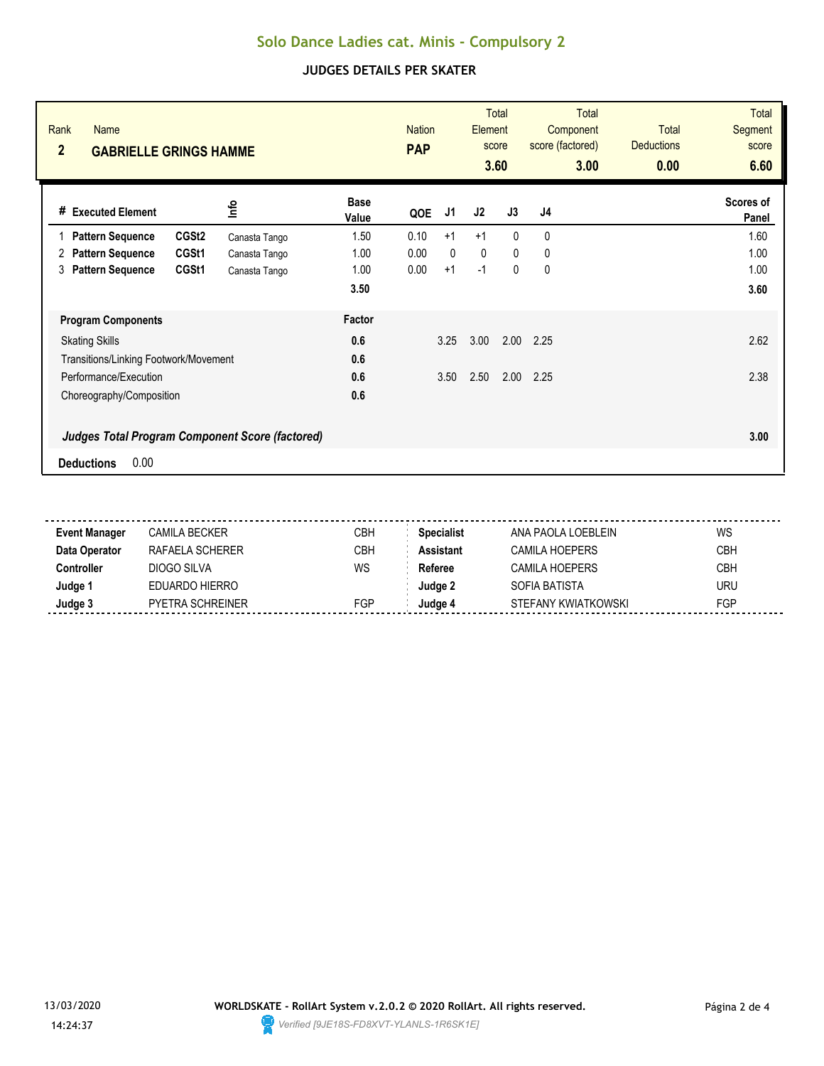# Solo Dance Ladies cat. Minis - Compulsory 2

## JUDGES DETAILS PER SKATER

| Rank | Name | Nation | Total Element score | Total Component score (factored) | Total Deductions | Total Segment score |
|---|---|---|---|---|---|---|
| 2 | GABRIELLE GRINGS HAMME | PAP | 3.60 | 3.00 | 0.00 | 6.60 |

| # | Executed Element | | Info | Base Value | QOE | J1 | J2 | J3 | J4 | Scores of Panel |
|---|---|---|---|---|---|---|---|---|---|---|
| 1 | Pattern Sequence | CGSt2 | Canasta Tango | 1.50 | 0.10 | +1 | +1 | 0 | 0 | 1.60 |
| 2 | Pattern Sequence | CGSt1 | Canasta Tango | 1.00 | 0.00 | 0 | 0 | 0 | 0 | 1.00 |
| 3 | Pattern Sequence | CGSt1 | Canasta Tango | 1.00 | 0.00 | +1 | -1 | 0 | 0 | 1.00 |
| | | | | 3.50 | | | | | | 3.60 |

| Program Components | Factor | J1 | J2 | J3 | J4 | |
|---|---|---|---|---|---|---|
| Skating Skills | 0.6 | 3.25 | 3.00 | 2.00 | 2.25 | 2.62 |
| Transitions/Linking Footwork/Movement | 0.6 | | | | | |
| Performance/Execution | 0.6 | 3.50 | 2.50 | 2.00 | 2.25 | 2.38 |
| Choreography/Composition | 0.6 | | | | | |
| ***Judges Total Program Component Score (factored)*** | | | | | | **3.00** |

**Deductions** 0.00

| | | | | | |
|---|---|---|---|---|---|
| **Event Manager** | CAMILA BECKER | CBH | **Specialist** | ANA PAOLA LOEBLEIN | WS |
| **Data Operator** | RAFAELA SCHERER | CBH | **Assistant** | CAMILA HOEPERS | CBH |
| **Controller** | DIOGO SILVA | WS | **Referee** | CAMILA HOEPERS | CBH |
| **Judge 1** | EDUARDO HIERRO | | **Judge 2** | SOFIA BATISTA | URU |
| **Judge 3** | PYETRA SCHREINER | FGP | **Judge 4** | STEFANY KWIATKOWSKI | FGP |

13/03/2020 14:24:37

**WORLDSKATE - RollArt System v.2.0.2 © 2020 RollArt. All rights reserved.**

*Verified [9JE18S-FD8XVT-YLANLS-1R6SK1E]*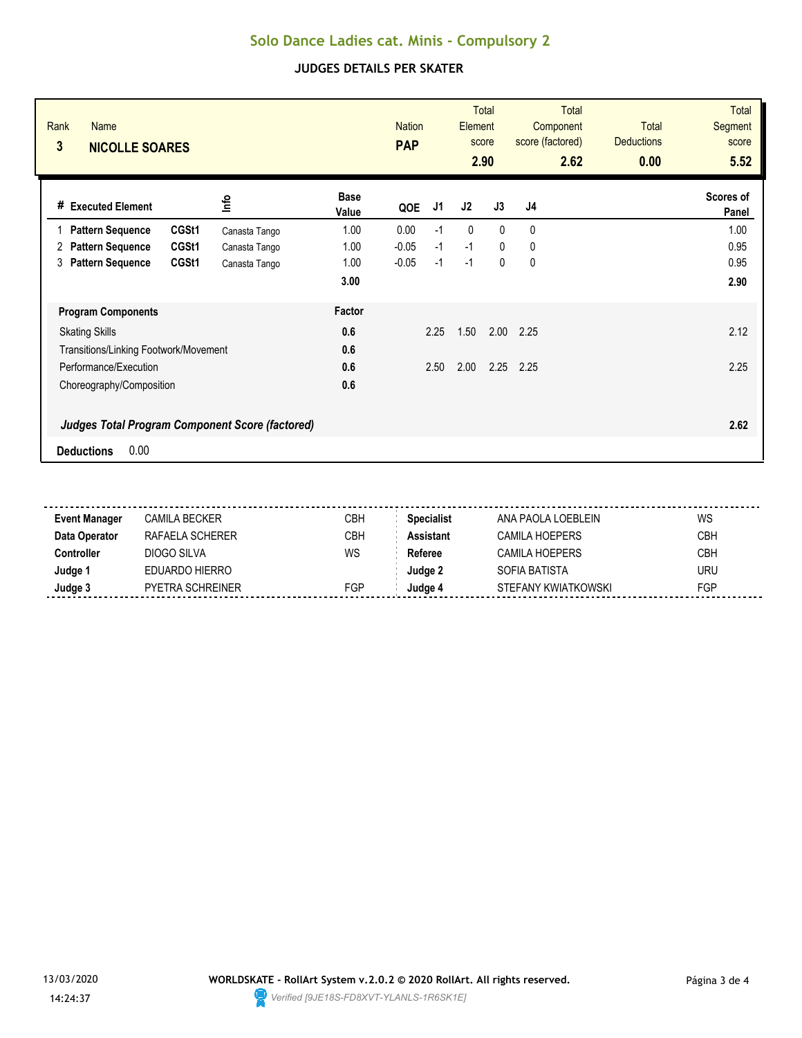# Solo Dance Ladies cat. Minis - Compulsory 2

## JUDGES DETAILS PER SKATER

| Rank | Name | Nation | Total Element score | Total Component score (factored) | Total Deductions | Total Segment score |
|---|---|---|---|---|---|---|
| 3 | **NICOLLE SOARES** | **PAP** | **2.90** | **2.62** | **0.00** | **5.52** |

| # | Executed Element | | Info | Base Value | QOE | J1 | J2 | J3 | J4 | Scores of Panel |
|---|---|---|---|---|---|---|---|---|---|---|
| 1 | **Pattern Sequence** | **CGSt1** | Canasta Tango | 1.00 | 0.00 | -1 | 0 | 0 | 0 | 1.00 |
| 2 | **Pattern Sequence** | **CGSt1** | Canasta Tango | 1.00 | -0.05 | -1 | -1 | 0 | 0 | 0.95 |
| 3 | **Pattern Sequence** | **CGSt1** | Canasta Tango | 1.00 | -0.05 | -1 | -1 | 0 | 0 | 0.95 |
| | | | | **3.00** | | | | | | **2.90** |

| **Program Components** | **Factor** | J1 | J2 | J3 | J4 | |
|---|---|---|---|---|---|---|
| Skating Skills | **0.6** | 2.25 | 1.50 | 2.00 | 2.25 | 2.12 |
| Transitions/Linking Footwork/Movement | **0.6** | | | | | |
| Performance/Execution | **0.6** | 2.50 | 2.00 | 2.25 | 2.25 | 2.25 |
| Choreography/Composition | **0.6** | | | | | |
| ***Judges Total Program Component Score (factored)*** | | | | | | **2.62** |

**Deductions** 0.00

| | | | | | |
|---|---|---|---|---|---|
| **Event Manager** | CAMILA BECKER | CBH | **Specialist** | ANA PAOLA LOEBLEIN | WS |
| **Data Operator** | RAFAELA SCHERER | CBH | **Assistant** | CAMILA HOEPERS | CBH |
| **Controller** | DIOGO SILVA | WS | **Referee** | CAMILA HOEPERS | CBH |
| **Judge 1** | EDUARDO HIERRO | | **Judge 2** | SOFIA BATISTA | URU |
| **Judge 3** | PYETRA SCHREINER | FGP | **Judge 4** | STEFANY KWIATKOWSKI | FGP |

13/03/2020 14:24:37

**WORLDSKATE - RollArt System v.2.0.2 © 2020 RollArt. All rights reserved.**

*Verified [9JE18S-FD8XVT-YLANLS-1R6SK1E]*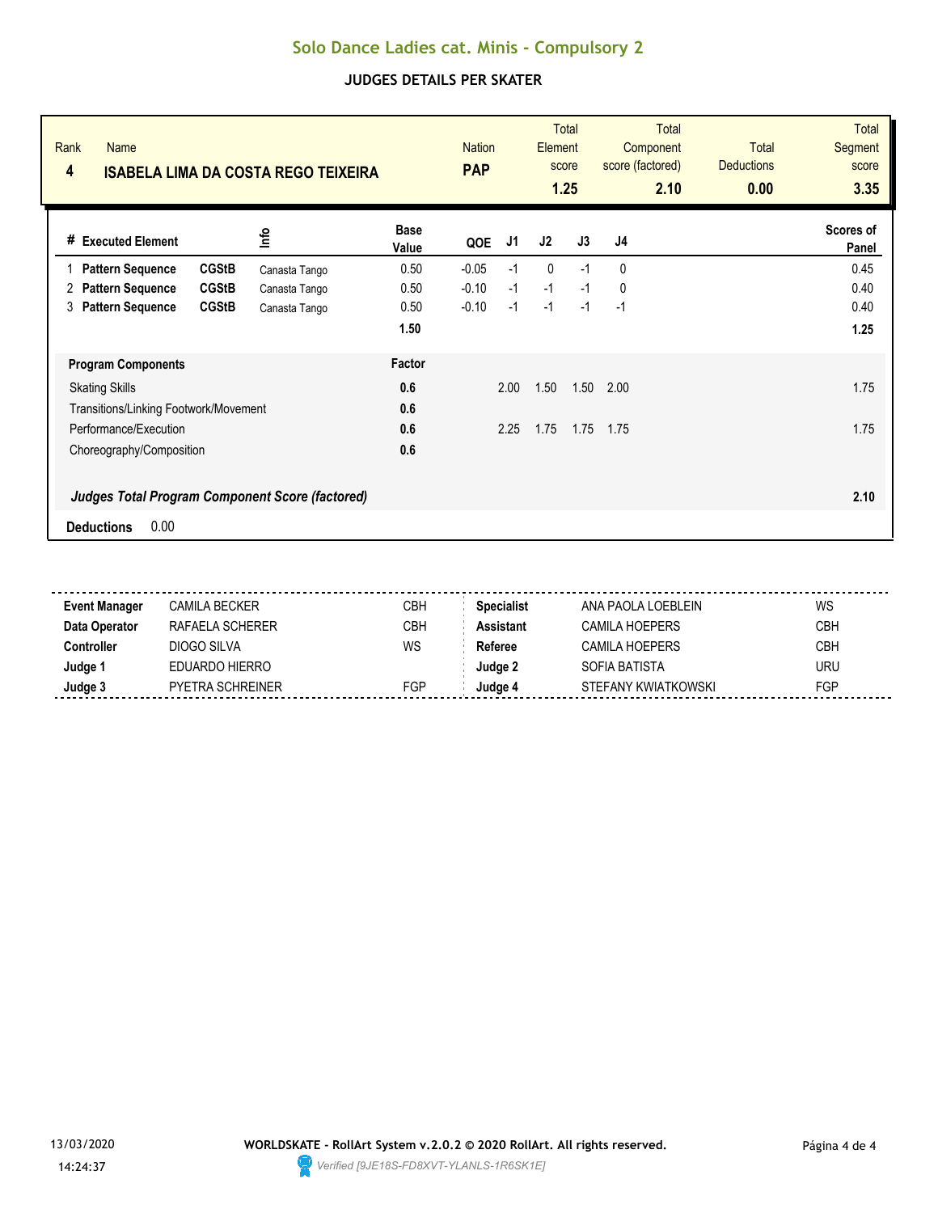# Solo Dance Ladies cat. Minis - Compulsory 2

## JUDGES DETAILS PER SKATER

| Rank | Name | Nation | Total Element score | Total Component score (factored) | Total Deductions | Total Segment score |
|---|---|---|---|---|---|---|
| 4 | **ISABELA LIMA DA COSTA REGO TEIXEIRA** | **PAP** | **1.25** | **2.10** | **0.00** | **3.35** |

| # | Executed Element | | Info | Base Value | QOE | J1 | J2 | J3 | J4 | Scores of Panel |
|---|---|---|---|---|---|---|---|---|---|---|
| 1 | **Pattern Sequence** | **CGStB** | Canasta Tango | 0.50 | -0.05 | -1 | 0 | -1 | 0 | 0.45 |
| 2 | **Pattern Sequence** | **CGStB** | Canasta Tango | 0.50 | -0.10 | -1 | -1 | -1 | 0 | 0.40 |
| 3 | **Pattern Sequence** | **CGStB** | Canasta Tango | 0.50 | -0.10 | -1 | -1 | -1 | -1 | 0.40 |
| | | | | **1.50** | | | | | | **1.25** |

| **Program Components** | **Factor** | J1 | J2 | J3 | J4 | |
|---|---|---|---|---|---|---|
| Skating Skills | **0.6** | 2.00 | 1.50 | 1.50 | 2.00 | 1.75 |
| Transitions/Linking Footwork/Movement | **0.6** | | | | | |
| Performance/Execution | **0.6** | 2.25 | 1.75 | 1.75 | 1.75 | 1.75 |
| Choreography/Composition | **0.6** | | | | | |
| ***Judges Total Program Component Score (factored)*** | | | | | | **2.10** |

**Deductions** 0.00

| | | | | | |
|---|---|---|---|---|---|
| **Event Manager** | CAMILA BECKER | CBH | **Specialist** | ANA PAOLA LOEBLEIN | WS |
| **Data Operator** | RAFAELA SCHERER | CBH | **Assistant** | CAMILA HOEPERS | CBH |
| **Controller** | DIOGO SILVA | WS | **Referee** | CAMILA HOEPERS | CBH |
| **Judge 1** | EDUARDO HIERRO | | **Judge 2** | SOFIA BATISTA | URU |
| **Judge 3** | PYETRA SCHREINER | FGP | **Judge 4** | STEFANY KWIATKOWSKI | FGP |

13/03/2020 14:24:37

**WORLDSKATE - RollArt System v.2.0.2 © 2020 RollArt. All rights reserved.**

*Verified [9JE18S-FD8XVT-YLANLS-1R6SK1E]*